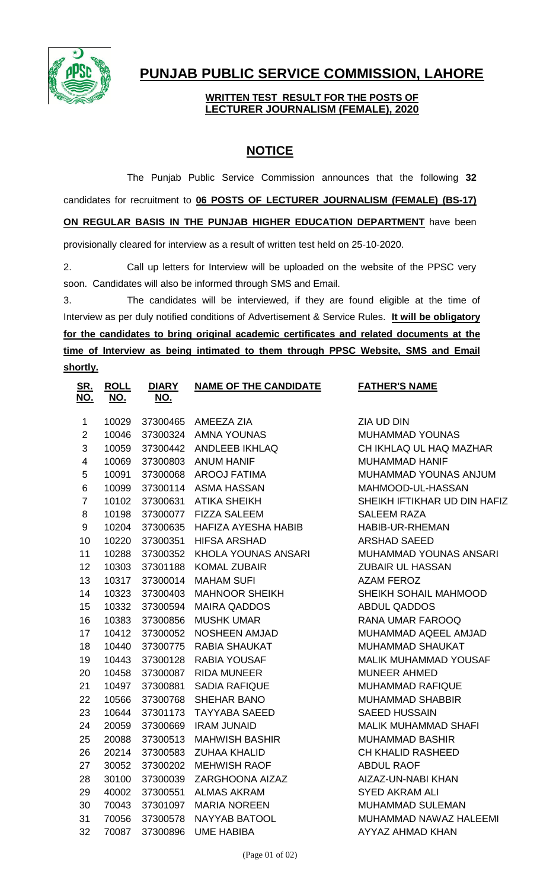# PUNJAB PUBLIC SERVICE COMMISSION, LAHORE

**WRITTEN TEST RESULT FOR THE POSTS OF LECTURER JOURNALISM (FEMALE), 2020**

## NOTICE

The Punjab Public Service Commission announces that the following **32** candidates for recruitment to **06 POSTS OF LECTURER JOURNALISM (FEMALE) (BS-17) ON REGULAR BASIS IN THE PUNJAB HIGHER EDUCATION DEPARTMENT** have been provisionally cleared for interview as a result of written test held on 25-10-2020.

2. Call up letters for Interview will be uploaded on the website of the PPSC very soon. Candidates will also be informed through SMS and Email.

3. The candidates will be interviewed, if they are found eligible at the time of Interview as per duly notified conditions of Advertisement & Service Rules. **It will be obligatory for the candidates to bring original academic certificates and related documents at the time of Interview as being intimated to them through PPSC Website, SMS and Email shortly.**

| SR. NO. | ROLL NO. | DIARY NO. | NAME OF THE CANDIDATE | FATHER'S NAME |
|---|---|---|---|---|
| 1 | 10029 | 37300465 | AMEEZA ZIA | ZIA UD DIN |
| 2 | 10046 | 37300324 | AMNA YOUNAS | MUHAMMAD YOUNAS |
| 3 | 10059 | 37300442 | ANDLEEB IKHLAQ | CH IKHLAQ UL HAQ MAZHAR |
| 4 | 10069 | 37300803 | ANUM HANIF | MUHAMMAD HANIF |
| 5 | 10091 | 37300068 | AROOJ FATIMA | MUHAMMAD YOUNAS ANJUM |
| 6 | 10099 | 37300114 | ASMA HASSAN | MAHMOOD-UL-HASSAN |
| 7 | 10102 | 37300631 | ATIKA SHEIKH | SHEIKH IFTIKHAR UD DIN HAFIZ |
| 8 | 10198 | 37300077 | FIZZA SALEEM | SALEEM RAZA |
| 9 | 10204 | 37300635 | HAFIZA AYESHA HABIB | HABIB-UR-RHEMAN |
| 10 | 10220 | 37300351 | HIFSA ARSHAD | ARSHAD SAEED |
| 11 | 10288 | 37300352 | KHOLA YOUNAS ANSARI | MUHAMMAD YOUNAS ANSARI |
| 12 | 10303 | 37301188 | KOMAL ZUBAIR | ZUBAIR UL HASSAN |
| 13 | 10317 | 37300014 | MAHAM SUFI | AZAM FEROZ |
| 14 | 10323 | 37300403 | MAHNOOR SHEIKH | SHEIKH SOHAIL MAHMOOD |
| 15 | 10332 | 37300594 | MAIRA QADDOS | ABDUL QADDOS |
| 16 | 10383 | 37300856 | MUSHK UMAR | RANA UMAR FAROOQ |
| 17 | 10412 | 37300052 | NOSHEEN AMJAD | MUHAMMAD AQEEL AMJAD |
| 18 | 10440 | 37300775 | RABIA SHAUKAT | MUHAMMAD SHAUKAT |
| 19 | 10443 | 37300128 | RABIA YOUSAF | MALIK MUHAMMAD YOUSAF |
| 20 | 10458 | 37300087 | RIDA MUNEER | MUNEER AHMED |
| 21 | 10497 | 37300881 | SADIA RAFIQUE | MUHAMMAD RAFIQUE |
| 22 | 10566 | 37300768 | SHEHAR BANO | MUHAMMAD SHABBIR |
| 23 | 10644 | 37301173 | TAYYABA SAEED | SAEED HUSSAIN |
| 24 | 20059 | 37300669 | IRAM JUNAID | MALIK MUHAMMAD SHAFI |
| 25 | 20088 | 37300513 | MAHWISH BASHIR | MUHAMMAD BASHIR |
| 26 | 20214 | 37300583 | ZUHAA KHALID | CH KHALID RASHEED |
| 27 | 30052 | 37300202 | MEHWISH RAOF | ABDUL RAOF |
| 28 | 30100 | 37300039 | ZARGHOONA AIZAZ | AIZAZ-UN-NABI KHAN |
| 29 | 40002 | 37300551 | ALMAS AKRAM | SYED AKRAM ALI |
| 30 | 70043 | 37301097 | MARIA NOREEN | MUHAMMAD SULEMAN |
| 31 | 70056 | 37300578 | NAYYAB BATOOL | MUHAMMAD NAWAZ HALEEMI |
| 32 | 70087 | 37300896 | UME HABIBA | AYYAZ AHMAD KHAN |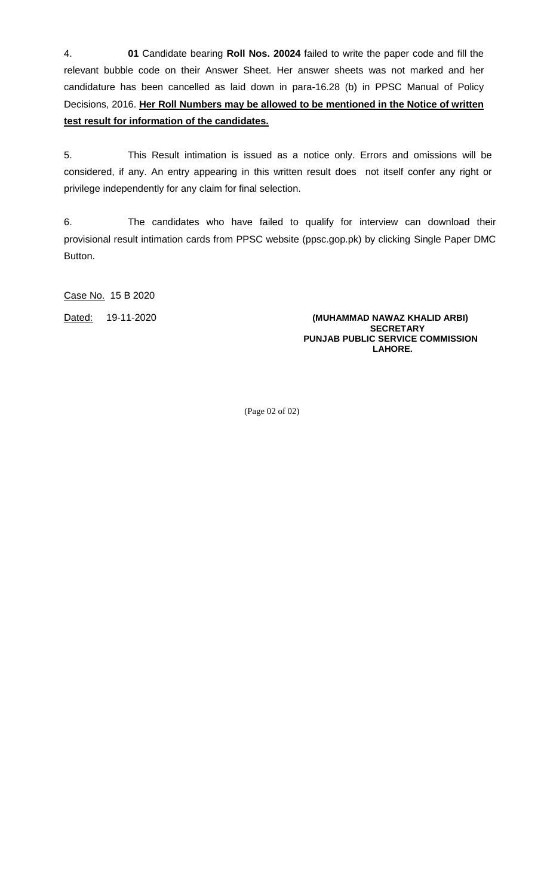4. **01** Candidate bearing **Roll Nos. 20024** failed to write the paper code and fill the relevant bubble code on their Answer Sheet. Her answer sheets was not marked and her candidature has been cancelled as laid down in para-16.28 (b) in PPSC Manual of Policy Decisions, 2016. <u>**Her Roll Numbers may be allowed to be mentioned in the Notice of written test result for information of the candidates.**</u>

5. This Result intimation is issued as a notice only. Errors and omissions will be considered, if any. An entry appearing in this written result does not itself confer any right or privilege independently for any claim for final selection.

6. The candidates who have failed to qualify for interview can download their provisional result intimation cards from PPSC website (ppsc.gop.pk) by clicking Single Paper DMC Button.

<u>Case No.</u> 15 B 2020

<u>Dated:</u> 19-11-2020

**(MUHAMMAD NAWAZ KHALID ARBI)**
**SECRETARY**
**PUNJAB PUBLIC SERVICE COMMISSION**
**LAHORE.**